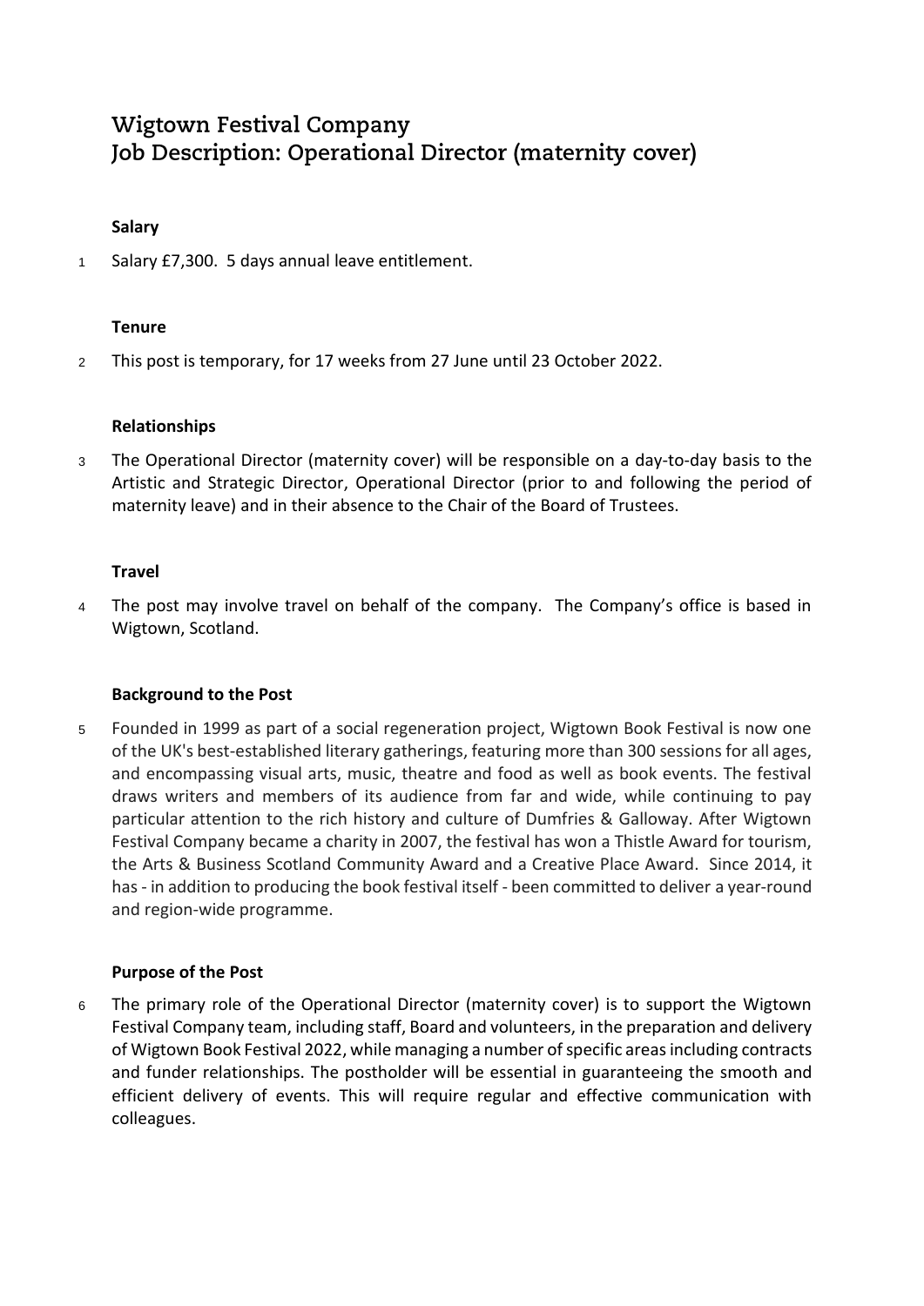# Wigtown Festival Company
# Job Description: Operational Director (maternity cover)

### Salary

1 Salary £7,300. 5 days annual leave entitlement.

### Tenure

2 This post is temporary, for 17 weeks from 27 June until 23 October 2022.

### Relationships

3 The Operational Director (maternity cover) will be responsible on a day-to-day basis to the Artistic and Strategic Director, Operational Director (prior to and following the period of maternity leave) and in their absence to the Chair of the Board of Trustees.

### Travel

4 The post may involve travel on behalf of the company. The Company's office is based in Wigtown, Scotland.

### Background to the Post

5 Founded in 1999 as part of a social regeneration project, Wigtown Book Festival is now one of the UK's best-established literary gatherings, featuring more than 300 sessions for all ages, and encompassing visual arts, music, theatre and food as well as book events. The festival draws writers and members of its audience from far and wide, while continuing to pay particular attention to the rich history and culture of Dumfries & Galloway. After Wigtown Festival Company became a charity in 2007, the festival has won a Thistle Award for tourism, the Arts & Business Scotland Community Award and a Creative Place Award. Since 2014, it has - in addition to producing the book festival itself - been committed to deliver a year-round and region-wide programme.

### Purpose of the Post

6 The primary role of the Operational Director (maternity cover) is to support the Wigtown Festival Company team, including staff, Board and volunteers, in the preparation and delivery of Wigtown Book Festival 2022, while managing a number of specific areas including contracts and funder relationships. The postholder will be essential in guaranteeing the smooth and efficient delivery of events. This will require regular and effective communication with colleagues.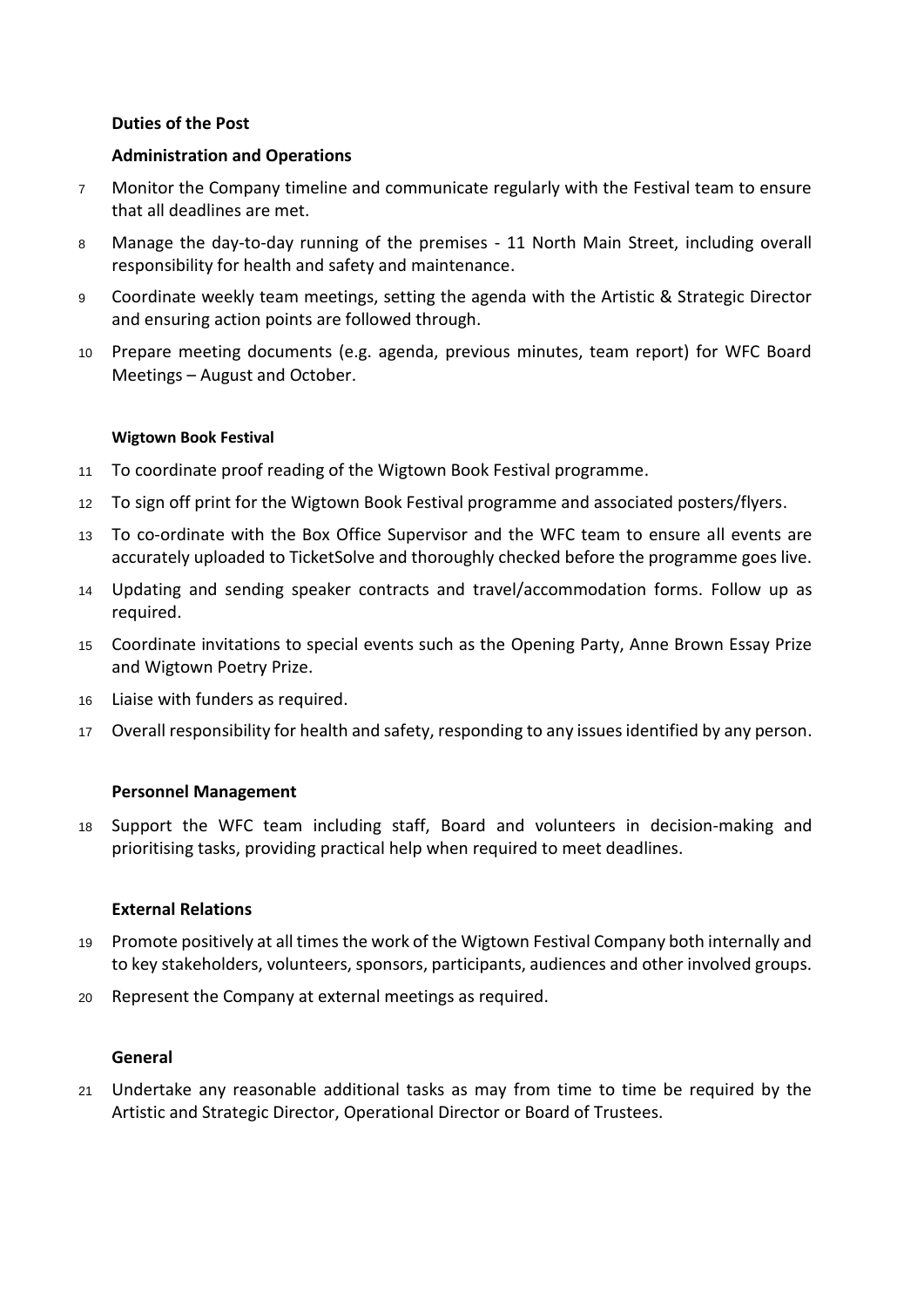**Duties of the Post**

**Administration and Operations**

7 Monitor the Company timeline and communicate regularly with the Festival team to ensure that all deadlines are met.

8 Manage the day-to-day running of the premises - 11 North Main Street, including overall responsibility for health and safety and maintenance.

9 Coordinate weekly team meetings, setting the agenda with the Artistic & Strategic Director and ensuring action points are followed through.

10 Prepare meeting documents (e.g. agenda, previous minutes, team report) for WFC Board Meetings – August and October.

**Wigtown Book Festival**

11 To coordinate proof reading of the Wigtown Book Festival programme.

12 To sign off print for the Wigtown Book Festival programme and associated posters/flyers.

13 To co-ordinate with the Box Office Supervisor and the WFC team to ensure all events are accurately uploaded to TicketSolve and thoroughly checked before the programme goes live.

14 Updating and sending speaker contracts and travel/accommodation forms. Follow up as required.

15 Coordinate invitations to special events such as the Opening Party, Anne Brown Essay Prize and Wigtown Poetry Prize.

16 Liaise with funders as required.

17 Overall responsibility for health and safety, responding to any issues identified by any person.

**Personnel Management**

18 Support the WFC team including staff, Board and volunteers in decision-making and prioritising tasks, providing practical help when required to meet deadlines.

**External Relations**

19 Promote positively at all times the work of the Wigtown Festival Company both internally and to key stakeholders, volunteers, sponsors, participants, audiences and other involved groups.

20 Represent the Company at external meetings as required.

**General**

21 Undertake any reasonable additional tasks as may from time to time be required by the Artistic and Strategic Director, Operational Director or Board of Trustees.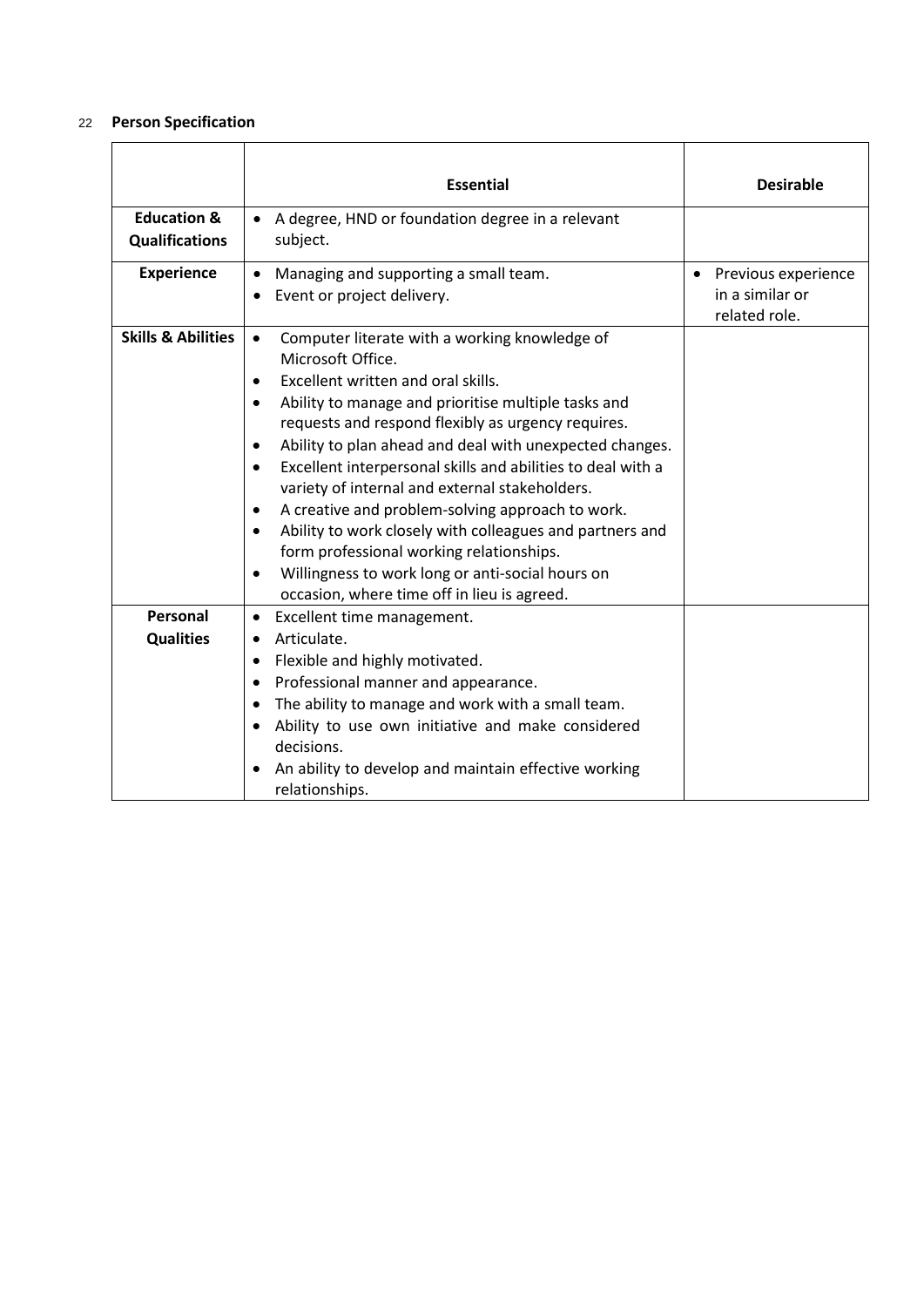22 **Person Specification**

| | Essential | Desirable |
|---|---|---|
| **Education & Qualifications** | • A degree, HND or foundation degree in a relevant subject. | |
| **Experience** | • Managing and supporting a small team.<br>• Event or project delivery. | • Previous experience in a similar or related role. |
| **Skills & Abilities** | • Computer literate with a working knowledge of Microsoft Office.<br>• Excellent written and oral skills.<br>• Ability to manage and prioritise multiple tasks and requests and respond flexibly as urgency requires.<br>• Ability to plan ahead and deal with unexpected changes.<br>• Excellent interpersonal skills and abilities to deal with a variety of internal and external stakeholders.<br>• A creative and problem-solving approach to work.<br>• Ability to work closely with colleagues and partners and form professional working relationships.<br>• Willingness to work long or anti-social hours on occasion, where time off in lieu is agreed. | |
| **Personal Qualities** | • Excellent time management.<br>• Articulate.<br>• Flexible and highly motivated.<br>• Professional manner and appearance.<br>• The ability to manage and work with a small team.<br>• Ability to use own initiative and make considered decisions.<br>• An ability to develop and maintain effective working relationships. | |